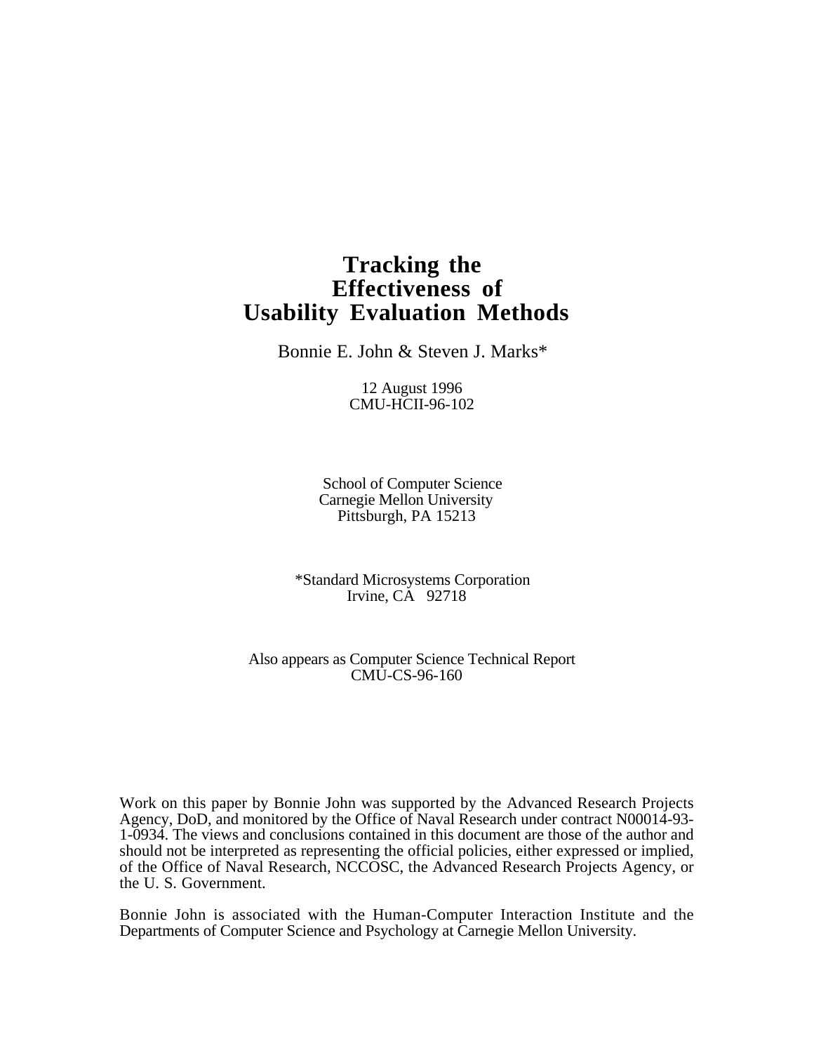# Tracking the Effectiveness of Usability Evaluation Methods

Bonnie E. John & Steven J. Marks*

12 August 1996
CMU-HCII-96-102

School of Computer Science
Carnegie Mellon University
Pittsburgh, PA 15213

*Standard Microsystems Corporation
Irvine, CA 92718

Also appears as Computer Science Technical Report
CMU-CS-96-160

Work on this paper by Bonnie John was supported by the Advanced Research Projects Agency, DoD, and monitored by the Office of Naval Research under contract N00014-93-1-0934. The views and conclusions contained in this document are those of the author and should not be interpreted as representing the official policies, either expressed or implied, of the Office of Naval Research, NCCOSC, the Advanced Research Projects Agency, or the U. S. Government.

Bonnie John is associated with the Human-Computer Interaction Institute and the Departments of Computer Science and Psychology at Carnegie Mellon University.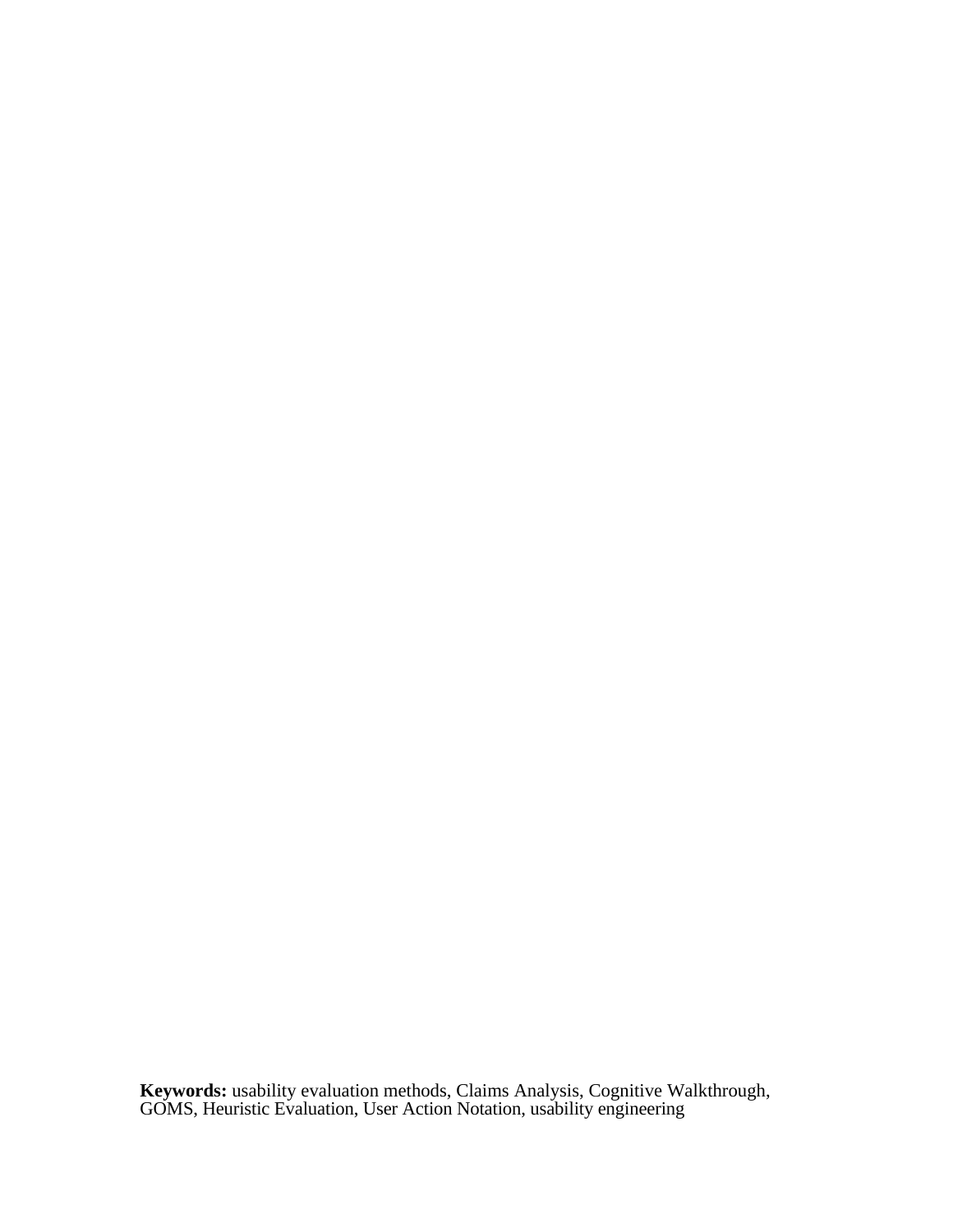**Keywords:** usability evaluation methods, Claims Analysis, Cognitive Walkthrough, GOMS, Heuristic Evaluation, User Action Notation, usability engineering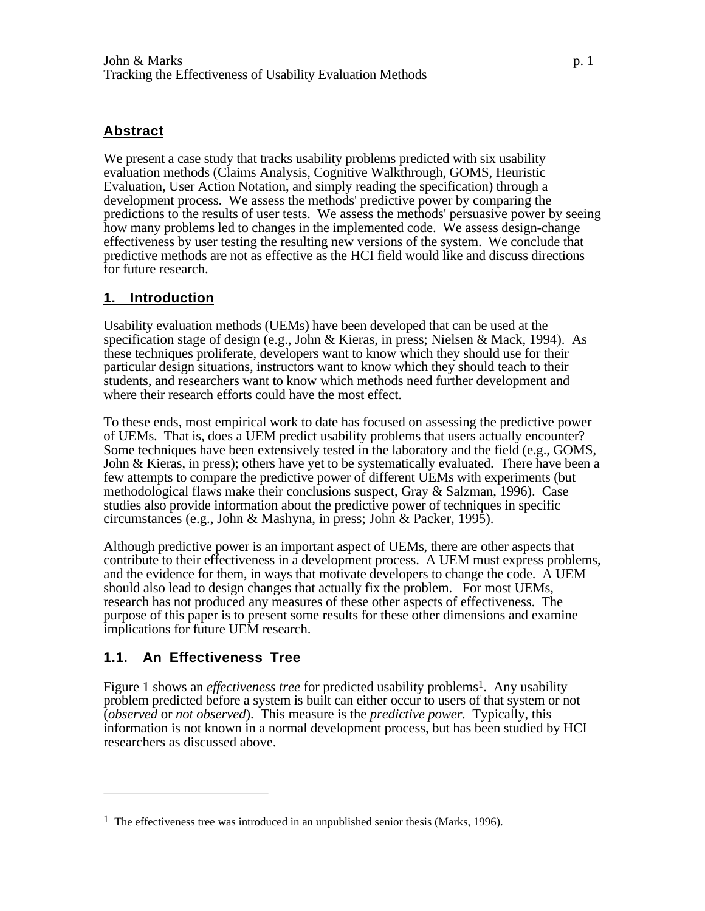## Abstract

We present a case study that tracks usability problems predicted with six usability evaluation methods (Claims Analysis, Cognitive Walkthrough, GOMS, Heuristic Evaluation, User Action Notation, and simply reading the specification) through a development process. We assess the methods' predictive power by comparing the predictions to the results of user tests. We assess the methods' persuasive power by seeing how many problems led to changes in the implemented code. We assess design-change effectiveness by user testing the resulting new versions of the system. We conclude that predictive methods are not as effective as the HCI field would like and discuss directions for future research.

## 1. Introduction

Usability evaluation methods (UEMs) have been developed that can be used at the specification stage of design (e.g., John & Kieras, in press; Nielsen & Mack, 1994). As these techniques proliferate, developers want to know which they should use for their particular design situations, instructors want to know which they should teach to their students, and researchers want to know which methods need further development and where their research efforts could have the most effect.

To these ends, most empirical work to date has focused on assessing the predictive power of UEMs. That is, does a UEM predict usability problems that users actually encounter? Some techniques have been extensively tested in the laboratory and the field (e.g., GOMS, John & Kieras, in press); others have yet to be systematically evaluated. There have been a few attempts to compare the predictive power of different UEMs with experiments (but methodological flaws make their conclusions suspect, Gray & Salzman, 1996). Case studies also provide information about the predictive power of techniques in specific circumstances (e.g., John & Mashyna, in press; John & Packer, 1995).

Although predictive power is an important aspect of UEMs, there are other aspects that contribute to their effectiveness in a development process. A UEM must express problems, and the evidence for them, in ways that motivate developers to change the code. A UEM should also lead to design changes that actually fix the problem. For most UEMs, research has not produced any measures of these other aspects of effectiveness. The purpose of this paper is to present some results for these other dimensions and examine implications for future UEM research.

### 1.1. An Effectiveness Tree

Figure 1 shows an *effectiveness tree* for predicted usability problems[1]. Any usability problem predicted before a system is built can either occur to users of that system or not (*observed* or *not observed*). This measure is the *predictive power.* Typically, this information is not known in a normal development process, but has been studied by HCI researchers as discussed above.

[1] The effectiveness tree was introduced in an unpublished senior thesis (Marks, 1996).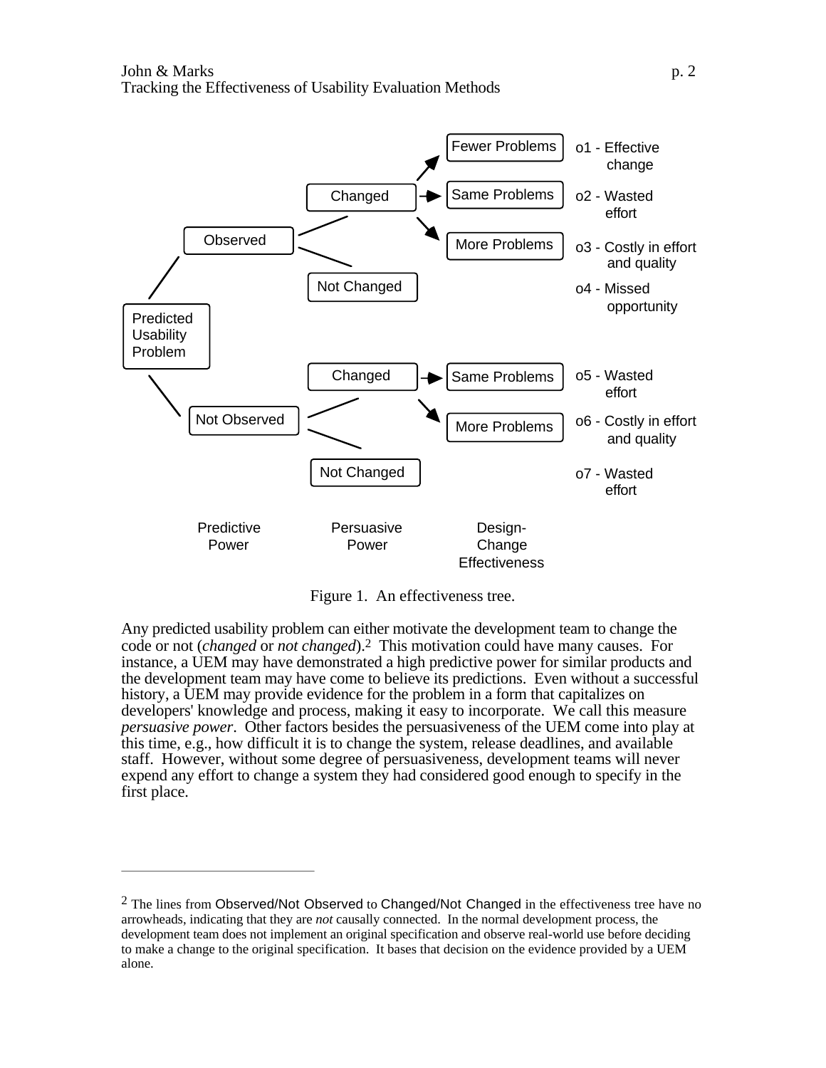Figure 1. An effectiveness tree.

Any predicted usability problem can either motivate the development team to change the code or not (*changed* or *not changed*).[2] This motivation could have many causes. For instance, a UEM may have demonstrated a high predictive power for similar products and the development team may have come to believe its predictions. Even without a successful history, a UEM may provide evidence for the problem in a form that capitalizes on developers' knowledge and process, making it easy to incorporate. We call this measure *persuasive power*. Other factors besides the persuasiveness of the UEM come into play at this time, e.g., how difficult it is to change the system, release deadlines, and available staff. However, without some degree of persuasiveness, development teams will never expend any effort to change a system they had considered good enough to specify in the first place.

---

[2] The lines from Observed/Not Observed to Changed/Not Changed in the effectiveness tree have no arrowheads, indicating that they are *not* causally connected. In the normal development process, the development team does not implement an original specification and observe real-world use before deciding to make a change to the original specification. It bases that decision on the evidence provided by a UEM alone.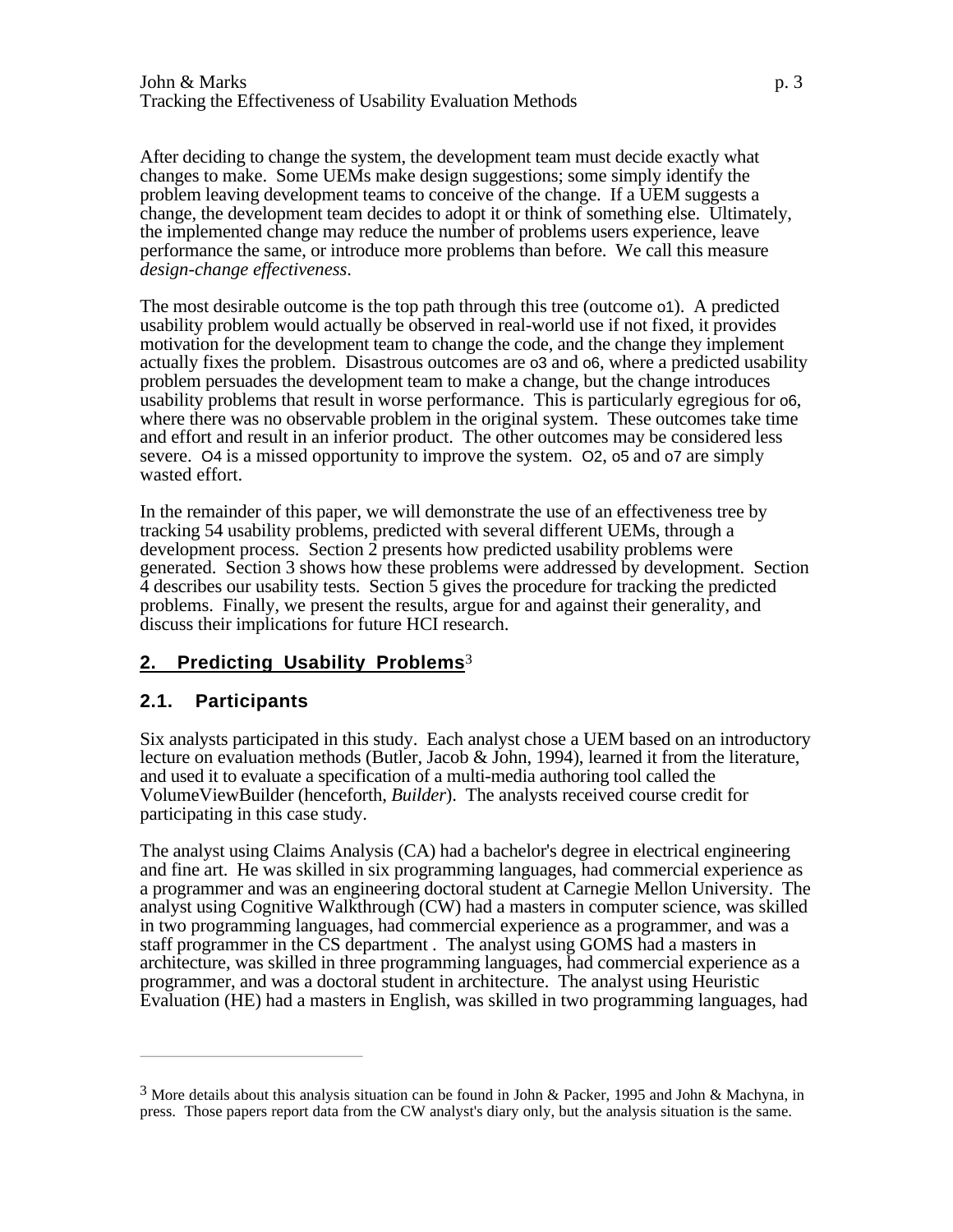After deciding to change the system, the development team must decide exactly what changes to make. Some UEMs make design suggestions; some simply identify the problem leaving development teams to conceive of the change. If a UEM suggests a change, the development team decides to adopt it or think of something else. Ultimately, the implemented change may reduce the number of problems users experience, leave performance the same, or introduce more problems than before. We call this measure *design-change effectiveness*.

The most desirable outcome is the top path through this tree (outcome o1). A predicted usability problem would actually be observed in real-world use if not fixed, it provides motivation for the development team to change the code, and the change they implement actually fixes the problem. Disastrous outcomes are o3 and o6, where a predicted usability problem persuades the development team to make a change, but the change introduces usability problems that result in worse performance. This is particularly egregious for o6, where there was no observable problem in the original system. These outcomes take time and effort and result in an inferior product. The other outcomes may be considered less severe. O4 is a missed opportunity to improve the system. O2, o5 and o7 are simply wasted effort.

In the remainder of this paper, we will demonstrate the use of an effectiveness tree by tracking 54 usability problems, predicted with several different UEMs, through a development process. Section 2 presents how predicted usability problems were generated. Section 3 shows how these problems were addressed by development. Section 4 describes our usability tests. Section 5 gives the procedure for tracking the predicted problems. Finally, we present the results, argue for and against their generality, and discuss their implications for future HCI research.

## 2. Predicting Usability Problems[3]

### 2.1. Participants

Six analysts participated in this study. Each analyst chose a UEM based on an introductory lecture on evaluation methods (Butler, Jacob & John, 1994), learned it from the literature, and used it to evaluate a specification of a multi-media authoring tool called the VolumeViewBuilder (henceforth, *Builder*). The analysts received course credit for participating in this case study.

The analyst using Claims Analysis (CA) had a bachelor's degree in electrical engineering and fine art. He was skilled in six programming languages, had commercial experience as a programmer and was an engineering doctoral student at Carnegie Mellon University. The analyst using Cognitive Walkthrough (CW) had a masters in computer science, was skilled in two programming languages, had commercial experience as a programmer, and was a staff programmer in the CS department . The analyst using GOMS had a masters in architecture, was skilled in three programming languages, had commercial experience as a programmer, and was a doctoral student in architecture. The analyst using Heuristic Evaluation (HE) had a masters in English, was skilled in two programming languages, had

---

[3] More details about this analysis situation can be found in John & Packer, 1995 and John & Machyna, in press. Those papers report data from the CW analyst's diary only, but the analysis situation is the same.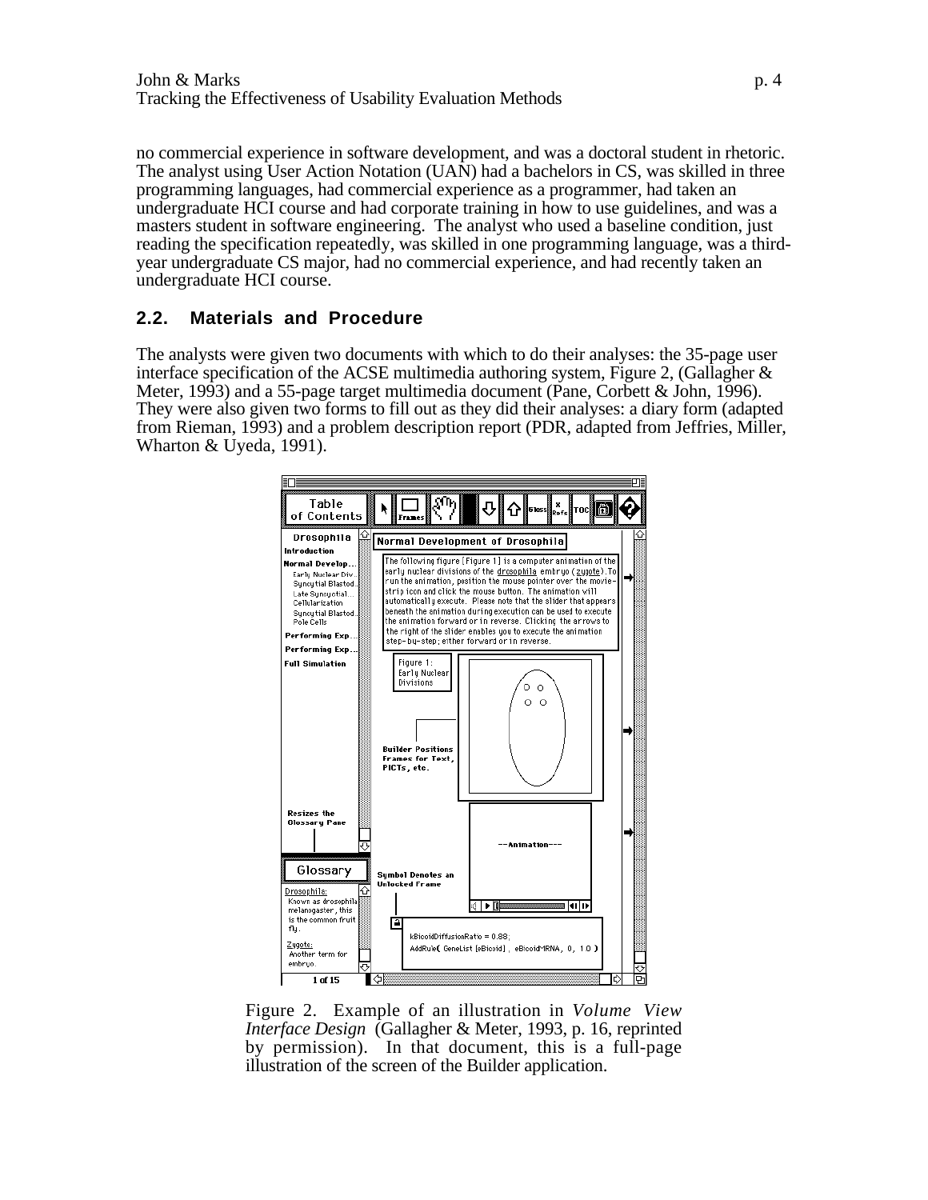no commercial experience in software development, and was a doctoral student in rhetoric. The analyst using User Action Notation (UAN) had a bachelors in CS, was skilled in three programming languages, had commercial experience as a programmer, had taken an undergraduate HCI course and had corporate training in how to use guidelines, and was a masters student in software engineering. The analyst who used a baseline condition, just reading the specification repeatedly, was skilled in one programming language, was a third-year undergraduate CS major, had no commercial experience, and had recently taken an undergraduate HCI course.

## 2.2. Materials and Procedure

The analysts were given two documents with which to do their analyses: the 35-page user interface specification of the ACSE multimedia authoring system, Figure 2, (Gallagher & Meter, 1993) and a 55-page target multimedia document (Pane, Corbett & John, 1996). They were also given two forms to fill out as they did their analyses: a diary form (adapted from Rieman, 1993) and a problem description report (PDR, adapted from Jeffries, Miller, Wharton & Uyeda, 1991).

Figure 2. Example of an illustration in *Volume View Interface Design* (Gallagher & Meter, 1993, p. 16, reprinted by permission). In that document, this is a full-page illustration of the screen of the Builder application.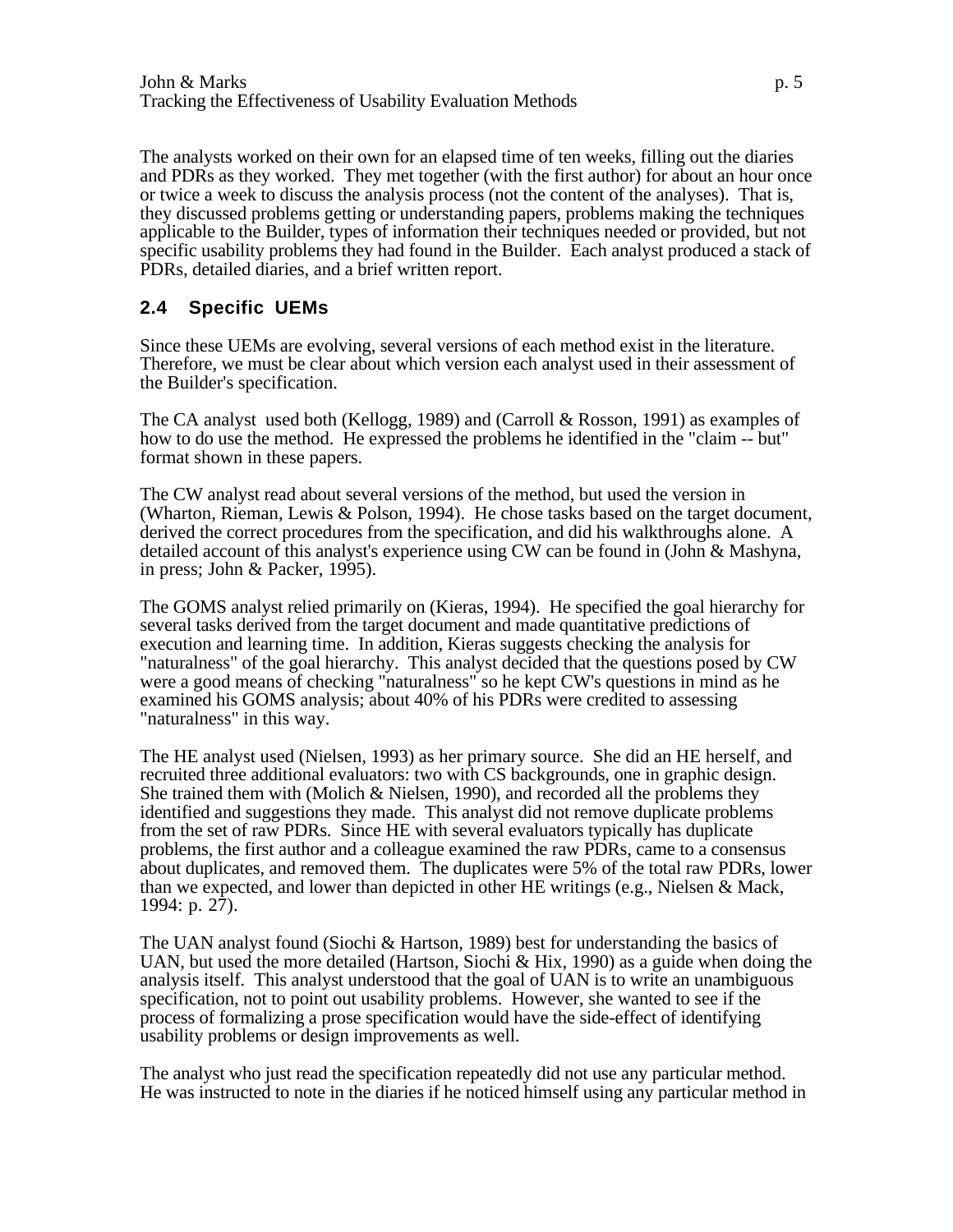The analysts worked on their own for an elapsed time of ten weeks, filling out the diaries and PDRs as they worked. They met together (with the first author) for about an hour once or twice a week to discuss the analysis process (not the content of the analyses). That is, they discussed problems getting or understanding papers, problems making the techniques applicable to the Builder, types of information their techniques needed or provided, but not specific usability problems they had found in the Builder. Each analyst produced a stack of PDRs, detailed diaries, and a brief written report.

### 2.4 Specific UEMs

Since these UEMs are evolving, several versions of each method exist in the literature. Therefore, we must be clear about which version each analyst used in their assessment of the Builder's specification.

The CA analyst used both (Kellogg, 1989) and (Carroll & Rosson, 1991) as examples of how to do use the method. He expressed the problems he identified in the "claim -- but" format shown in these papers.

The CW analyst read about several versions of the method, but used the version in (Wharton, Rieman, Lewis & Polson, 1994). He chose tasks based on the target document, derived the correct procedures from the specification, and did his walkthroughs alone. A detailed account of this analyst's experience using CW can be found in (John & Mashyna, in press; John & Packer, 1995).

The GOMS analyst relied primarily on (Kieras, 1994). He specified the goal hierarchy for several tasks derived from the target document and made quantitative predictions of execution and learning time. In addition, Kieras suggests checking the analysis for "naturalness" of the goal hierarchy. This analyst decided that the questions posed by CW were a good means of checking "naturalness" so he kept CW's questions in mind as he examined his GOMS analysis; about 40% of his PDRs were credited to assessing "naturalness" in this way.

The HE analyst used (Nielsen, 1993) as her primary source. She did an HE herself, and recruited three additional evaluators: two with CS backgrounds, one in graphic design. She trained them with (Molich & Nielsen, 1990), and recorded all the problems they identified and suggestions they made. This analyst did not remove duplicate problems from the set of raw PDRs. Since HE with several evaluators typically has duplicate problems, the first author and a colleague examined the raw PDRs, came to a consensus about duplicates, and removed them. The duplicates were 5% of the total raw PDRs, lower than we expected, and lower than depicted in other HE writings (e.g., Nielsen & Mack, 1994: p. 27).

The UAN analyst found (Siochi & Hartson, 1989) best for understanding the basics of UAN, but used the more detailed (Hartson, Siochi & Hix, 1990) as a guide when doing the analysis itself. This analyst understood that the goal of UAN is to write an unambiguous specification, not to point out usability problems. However, she wanted to see if the process of formalizing a prose specification would have the side-effect of identifying usability problems or design improvements as well.

The analyst who just read the specification repeatedly did not use any particular method. He was instructed to note in the diaries if he noticed himself using any particular method in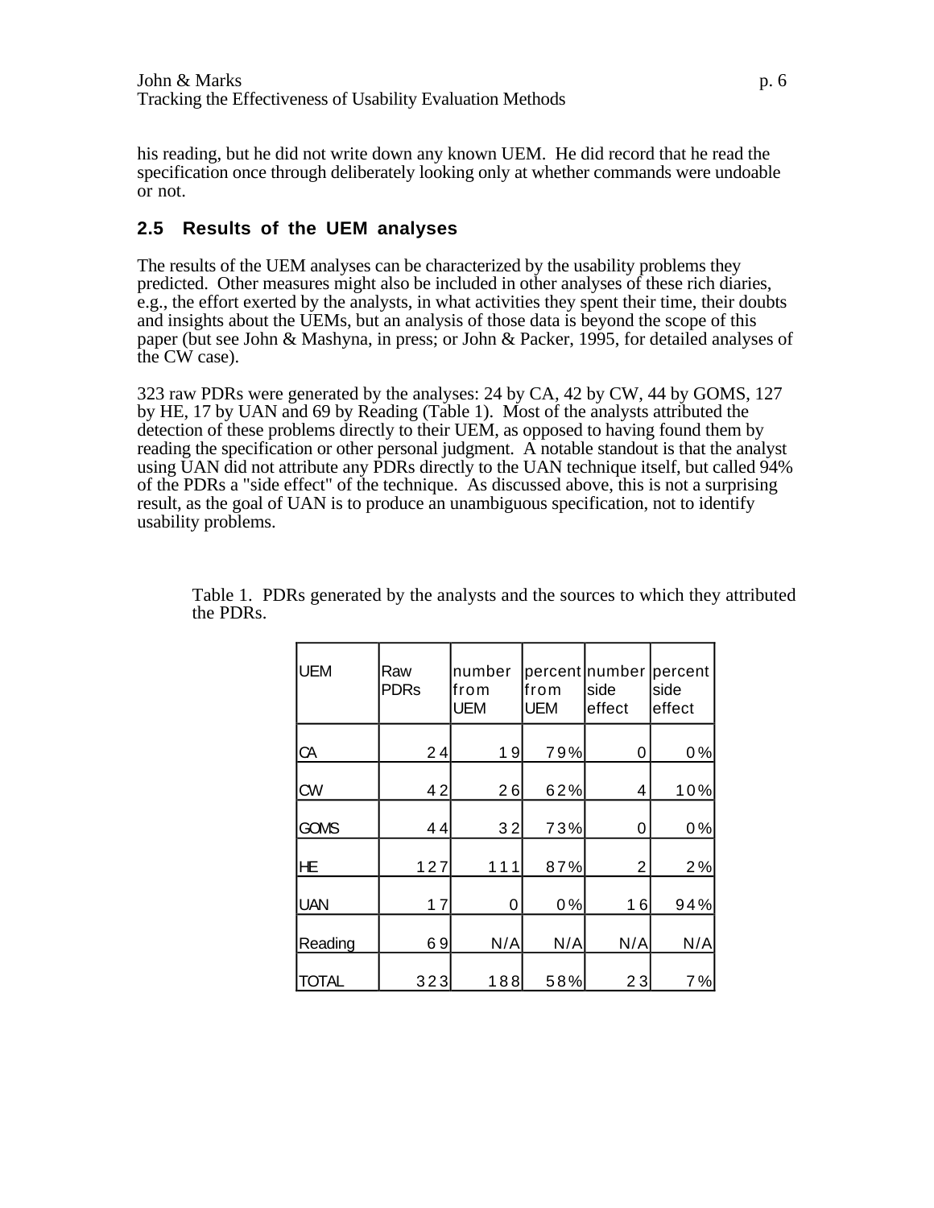his reading, but he did not write down any known UEM. He did record that he read the specification once through deliberately looking only at whether commands were undoable or not.

## 2.5 Results of the UEM analyses

The results of the UEM analyses can be characterized by the usability problems they predicted. Other measures might also be included in other analyses of these rich diaries, e.g., the effort exerted by the analysts, in what activities they spent their time, their doubts and insights about the UEMs, but an analysis of those data is beyond the scope of this paper (but see John & Mashyna, in press; or John & Packer, 1995, for detailed analyses of the CW case).

323 raw PDRs were generated by the analyses: 24 by CA, 42 by CW, 44 by GOMS, 127 by HE, 17 by UAN and 69 by Reading (Table 1). Most of the analysts attributed the detection of these problems directly to their UEM, as opposed to having found them by reading the specification or other personal judgment. A notable standout is that the analyst using UAN did not attribute any PDRs directly to the UAN technique itself, but called 94% of the PDRs a "side effect" of the technique. As discussed above, this is not a surprising result, as the goal of UAN is to produce an unambiguous specification, not to identify usability problems.

Table 1. PDRs generated by the analysts and the sources to which they attributed the PDRs.

| UEM | Raw PDRs | number from UEM | percent from UEM | number side effect | percent side effect |
|---|---|---|---|---|---|
| CA | 24 | 19 | 79% | 0 | 0% |
| CW | 42 | 26 | 62% | 4 | 10% |
| GOMS | 44 | 32 | 73% | 0 | 0% |
| HE | 127 | 111 | 87% | 2 | 2% |
| UAN | 17 | 0 | 0% | 16 | 94% |
| Reading | 69 | N/A | N/A | N/A | N/A |
| TOTAL | 323 | 188 | 58% | 23 | 7% |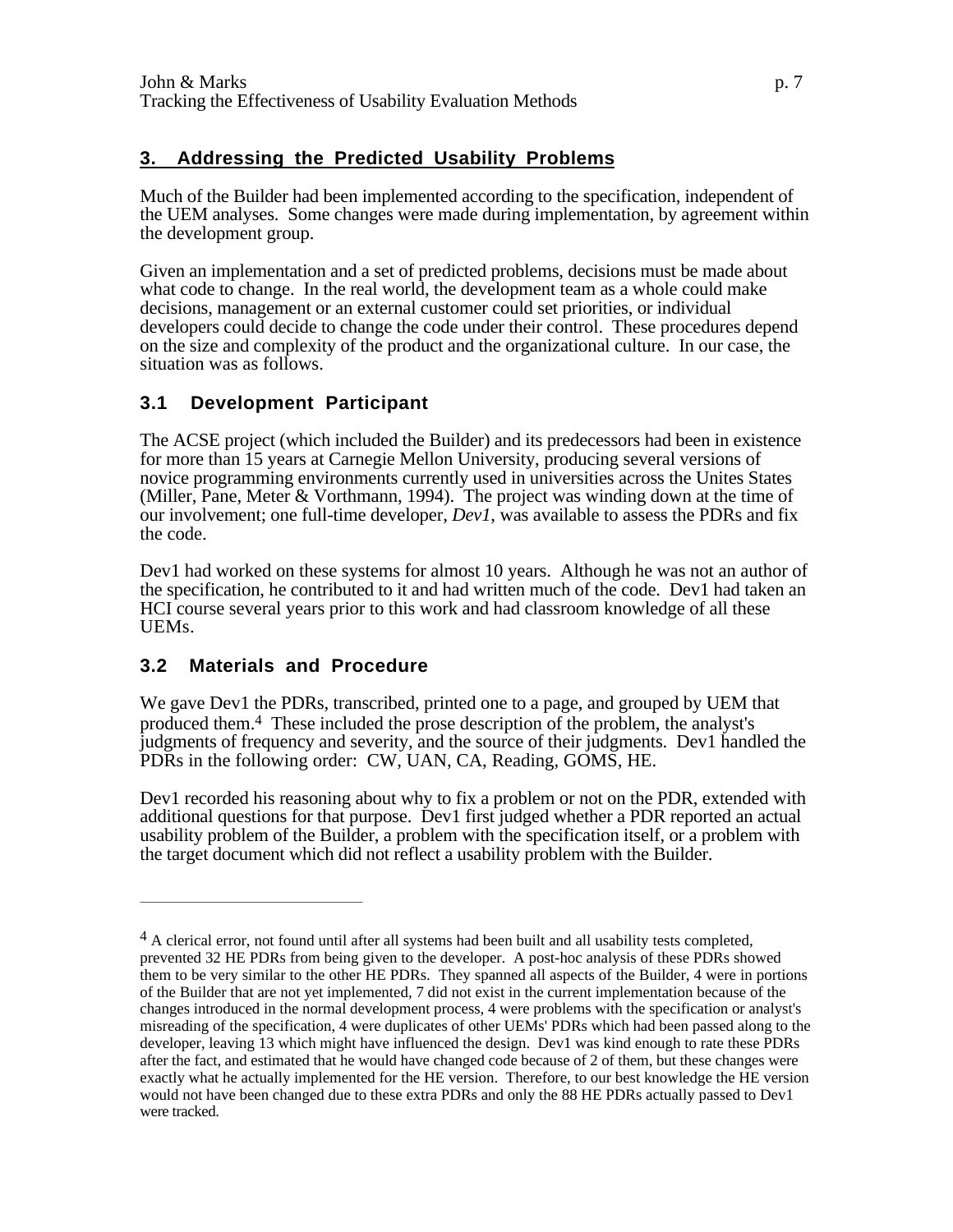## 3. Addressing the Predicted Usability Problems

Much of the Builder had been implemented according to the specification, independent of the UEM analyses. Some changes were made during implementation, by agreement within the development group.

Given an implementation and a set of predicted problems, decisions must be made about what code to change. In the real world, the development team as a whole could make decisions, management or an external customer could set priorities, or individual developers could decide to change the code under their control. These procedures depend on the size and complexity of the product and the organizational culture. In our case, the situation was as follows.

### 3.1 Development Participant

The ACSE project (which included the Builder) and its predecessors had been in existence for more than 15 years at Carnegie Mellon University, producing several versions of novice programming environments currently used in universities across the Unites States (Miller, Pane, Meter & Vorthmann, 1994). The project was winding down at the time of our involvement; one full-time developer, *Dev1*, was available to assess the PDRs and fix the code.

Dev1 had worked on these systems for almost 10 years. Although he was not an author of the specification, he contributed to it and had written much of the code. Dev1 had taken an HCI course several years prior to this work and had classroom knowledge of all these UEMs.

### 3.2 Materials and Procedure

We gave Dev1 the PDRs, transcribed, printed one to a page, and grouped by UEM that produced them.[4] These included the prose description of the problem, the analyst's judgments of frequency and severity, and the source of their judgments. Dev1 handled the PDRs in the following order: CW, UAN, CA, Reading, GOMS, HE.

Dev1 recorded his reasoning about why to fix a problem or not on the PDR, extended with additional questions for that purpose. Dev1 first judged whether a PDR reported an actual usability problem of the Builder, a problem with the specification itself, or a problem with the target document which did not reflect a usability problem with the Builder.

---

[4] A clerical error, not found until after all systems had been built and all usability tests completed, prevented 32 HE PDRs from being given to the developer. A post-hoc analysis of these PDRs showed them to be very similar to the other HE PDRs. They spanned all aspects of the Builder, 4 were in portions of the Builder that are not yet implemented, 7 did not exist in the current implementation because of the changes introduced in the normal development process, 4 were problems with the specification or analyst's misreading of the specification, 4 were duplicates of other UEMs' PDRs which had been passed along to the developer, leaving 13 which might have influenced the design. Dev1 was kind enough to rate these PDRs after the fact, and estimated that he would have changed code because of 2 of them, but these changes were exactly what he actually implemented for the HE version. Therefore, to our best knowledge the HE version would not have been changed due to these extra PDRs and only the 88 HE PDRs actually passed to Dev1 were tracked.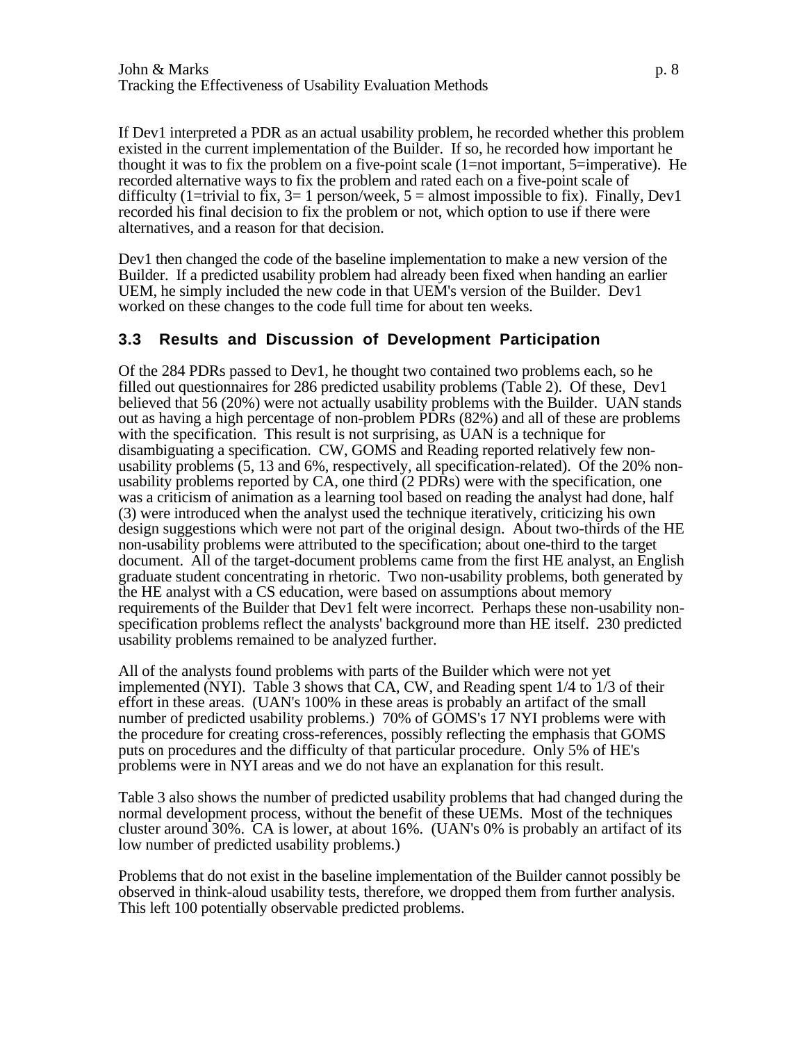If Dev1 interpreted a PDR as an actual usability problem, he recorded whether this problem existed in the current implementation of the Builder. If so, he recorded how important he thought it was to fix the problem on a five-point scale (1=not important, 5=imperative). He recorded alternative ways to fix the problem and rated each on a five-point scale of difficulty (1=trivial to fix, 3= 1 person/week, 5 = almost impossible to fix). Finally, Dev1 recorded his final decision to fix the problem or not, which option to use if there were alternatives, and a reason for that decision.

Dev1 then changed the code of the baseline implementation to make a new version of the Builder. If a predicted usability problem had already been fixed when handing an earlier UEM, he simply included the new code in that UEM's version of the Builder. Dev1 worked on these changes to the code full time for about ten weeks.

### 3.3 Results and Discussion of Development Participation

Of the 284 PDRs passed to Dev1, he thought two contained two problems each, so he filled out questionnaires for 286 predicted usability problems (Table 2). Of these, Dev1 believed that 56 (20%) were not actually usability problems with the Builder. UAN stands out as having a high percentage of non-problem PDRs (82%) and all of these are problems with the specification. This result is not surprising, as UAN is a technique for disambiguating a specification. CW, GOMS and Reading reported relatively few non-usability problems (5, 13 and 6%, respectively, all specification-related). Of the 20% non-usability problems reported by CA, one third (2 PDRs) were with the specification, one was a criticism of animation as a learning tool based on reading the analyst had done, half (3) were introduced when the analyst used the technique iteratively, criticizing his own design suggestions which were not part of the original design. About two-thirds of the HE non-usability problems were attributed to the specification; about one-third to the target document. All of the target-document problems came from the first HE analyst, an English graduate student concentrating in rhetoric. Two non-usability problems, both generated by the HE analyst with a CS education, were based on assumptions about memory requirements of the Builder that Dev1 felt were incorrect. Perhaps these non-usability non-specification problems reflect the analysts' background more than HE itself. 230 predicted usability problems remained to be analyzed further.

All of the analysts found problems with parts of the Builder which were not yet implemented (NYI). Table 3 shows that CA, CW, and Reading spent 1/4 to 1/3 of their effort in these areas. (UAN's 100% in these areas is probably an artifact of the small number of predicted usability problems.) 70% of GOMS's 17 NYI problems were with the procedure for creating cross-references, possibly reflecting the emphasis that GOMS puts on procedures and the difficulty of that particular procedure. Only 5% of HE's problems were in NYI areas and we do not have an explanation for this result.

Table 3 also shows the number of predicted usability problems that had changed during the normal development process, without the benefit of these UEMs. Most of the techniques cluster around 30%. CA is lower, at about 16%. (UAN's 0% is probably an artifact of its low number of predicted usability problems.)

Problems that do not exist in the baseline implementation of the Builder cannot possibly be observed in think-aloud usability tests, therefore, we dropped them from further analysis. This left 100 potentially observable predicted problems.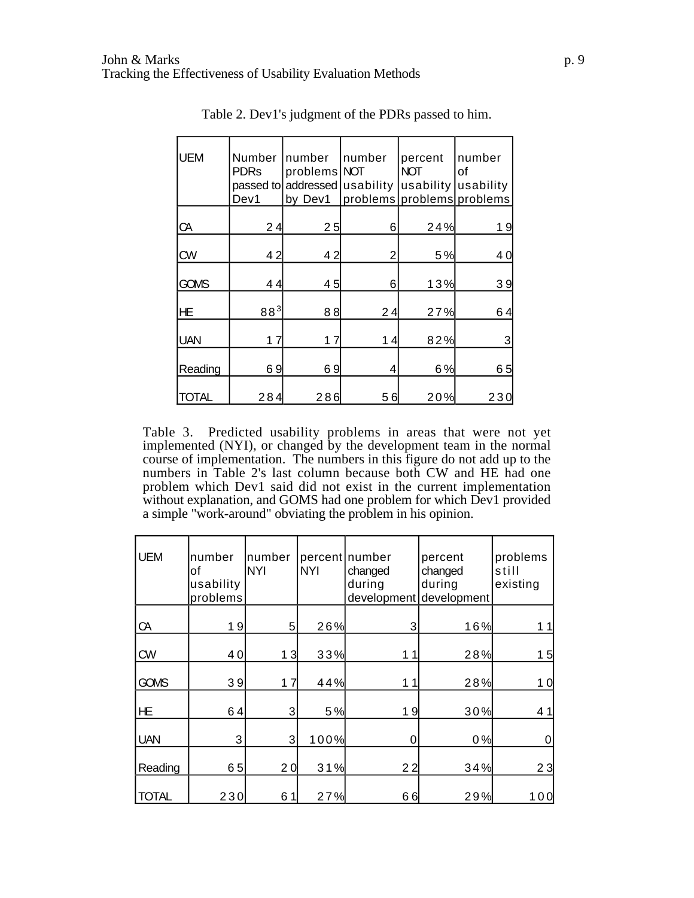Table 2. Dev1's judgment of the PDRs passed to him.

| UEM | Number PDRs passed to Dev1 | number problems addressed by Dev1 | number NOT usability problems | percent NOT usability problems | number of usability problems |
|---|---|---|---|---|---|
| CA | 24 | 25 | 6 | 24% | 19 |
| CW | 42 | 42 | 2 | 5% | 40 |
| GOMS | 44 | 45 | 6 | 13% | 39 |
| HE | 88[3] | 88 | 24 | 27% | 64 |
| UAN | 17 | 17 | 14 | 82% | 3 |
| Reading | 69 | 69 | 4 | 6% | 65 |
| TOTAL | 284 | 286 | 56 | 20% | 230 |

Table 3. Predicted usability problems in areas that were not yet implemented (NYI), or changed by the development team in the normal course of implementation. The numbers in this figure do not add up to the numbers in Table 2's last column because both CW and HE had one problem which Dev1 said did not exist in the current implementation without explanation, and GOMS had one problem for which Dev1 provided a simple "work-around" obviating the problem in his opinion.

| UEM | number of usability problems | number NYI | percent NYI | number changed during development | percent changed during development | problems still existing |
|---|---|---|---|---|---|---|
| CA | 19 | 5 | 26% | 3 | 16% | 11 |
| CW | 40 | 13 | 33% | 11 | 28% | 15 |
| GOMS | 39 | 17 | 44% | 11 | 28% | 10 |
| HE | 64 | 3 | 5% | 19 | 30% | 41 |
| UAN | 3 | 3 | 100% | 0 | 0% | 0 |
| Reading | 65 | 20 | 31% | 22 | 34% | 23 |
| TOTAL | 230 | 61 | 27% | 66 | 29% | 100 |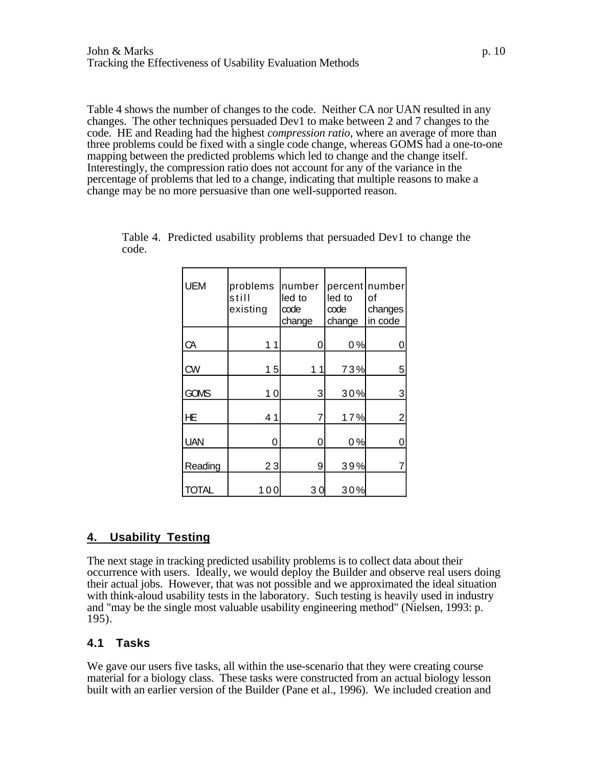Table 4 shows the number of changes to the code. Neither CA nor UAN resulted in any changes. The other techniques persuaded Dev1 to make between 2 and 7 changes to the code. HE and Reading had the highest *compression ratio*, where an average of more than three problems could be fixed with a single code change, whereas GOMS had a one-to-one mapping between the predicted problems which led to change and the change itself. Interestingly, the compression ratio does not account for any of the variance in the percentage of problems that led to a change, indicating that multiple reasons to make a change may be no more persuasive than one well-supported reason.

Table 4. Predicted usability problems that persuaded Dev1 to change the code.

| UEM | problems still existing | number led to code change | percent led to code change | number of changes in code |
|---|---|---|---|---|
| CA | 11 | 0 | 0% | 0 |
| CW | 15 | 11 | 73% | 5 |
| GOMS | 10 | 3 | 30% | 3 |
| HE | 41 | 7 | 17% | 2 |
| UAN | 0 | 0 | 0% | 0 |
| Reading | 23 | 9 | 39% | 7 |
| TOTAL | 100 | 30 | 30% | |

## 4. Usability Testing

The next stage in tracking predicted usability problems is to collect data about their occurrence with users. Ideally, we would deploy the Builder and observe real users doing their actual jobs. However, that was not possible and we approximated the ideal situation with think-aloud usability tests in the laboratory. Such testing is heavily used in industry and "may be the single most valuable usability engineering method" (Nielsen, 1993: p. 195).

### 4.1 Tasks

We gave our users five tasks, all within the use-scenario that they were creating course material for a biology class. These tasks were constructed from an actual biology lesson built with an earlier version of the Builder (Pane et al., 1996). We included creation and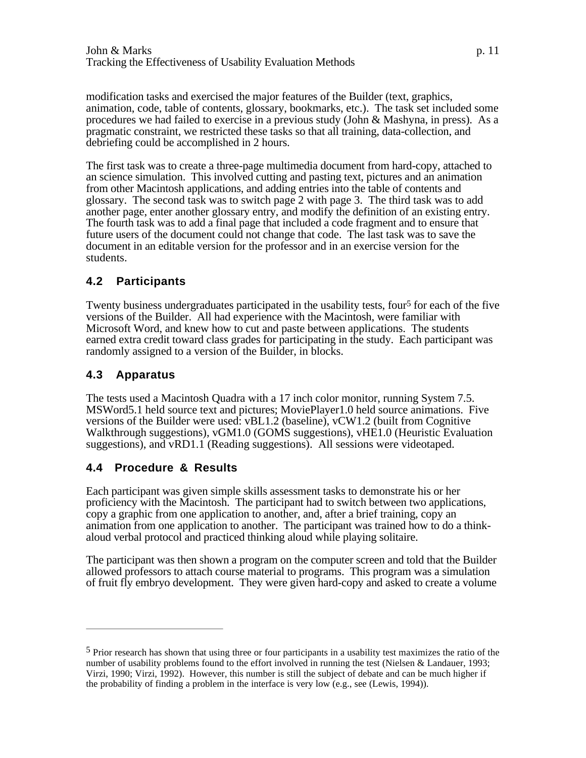modification tasks and exercised the major features of the Builder (text, graphics, animation, code, table of contents, glossary, bookmarks, etc.). The task set included some procedures we had failed to exercise in a previous study (John & Mashyna, in press). As a pragmatic constraint, we restricted these tasks so that all training, data-collection, and debriefing could be accomplished in 2 hours.

The first task was to create a three-page multimedia document from hard-copy, attached to an science simulation. This involved cutting and pasting text, pictures and an animation from other Macintosh applications, and adding entries into the table of contents and glossary. The second task was to switch page 2 with page 3. The third task was to add another page, enter another glossary entry, and modify the definition of an existing entry. The fourth task was to add a final page that included a code fragment and to ensure that future users of the document could not change that code. The last task was to save the document in an editable version for the professor and in an exercise version for the students.

## 4.2 Participants

Twenty business undergraduates participated in the usability tests, four[5] for each of the five versions of the Builder. All had experience with the Macintosh, were familiar with Microsoft Word, and knew how to cut and paste between applications. The students earned extra credit toward class grades for participating in the study. Each participant was randomly assigned to a version of the Builder, in blocks.

## 4.3 Apparatus

The tests used a Macintosh Quadra with a 17 inch color monitor, running System 7.5. MSWord5.1 held source text and pictures; MoviePlayer1.0 held source animations. Five versions of the Builder were used: vBL1.2 (baseline), vCW1.2 (built from Cognitive Walkthrough suggestions), vGM1.0 (GOMS suggestions), vHE1.0 (Heuristic Evaluation suggestions), and vRD1.1 (Reading suggestions). All sessions were videotaped.

## 4.4 Procedure & Results

Each participant was given simple skills assessment tasks to demonstrate his or her proficiency with the Macintosh. The participant had to switch between two applications, copy a graphic from one application to another, and, after a brief training, copy an animation from one application to another. The participant was trained how to do a think-aloud verbal protocol and practiced thinking aloud while playing solitaire.

The participant was then shown a program on the computer screen and told that the Builder allowed professors to attach course material to programs. This program was a simulation of fruit fly embryo development. They were given hard-copy and asked to create a volume

---

[5] Prior research has shown that using three or four participants in a usability test maximizes the ratio of the number of usability problems found to the effort involved in running the test (Nielsen & Landauer, 1993; Virzi, 1990; Virzi, 1992). However, this number is still the subject of debate and can be much higher if the probability of finding a problem in the interface is very low (e.g., see (Lewis, 1994)).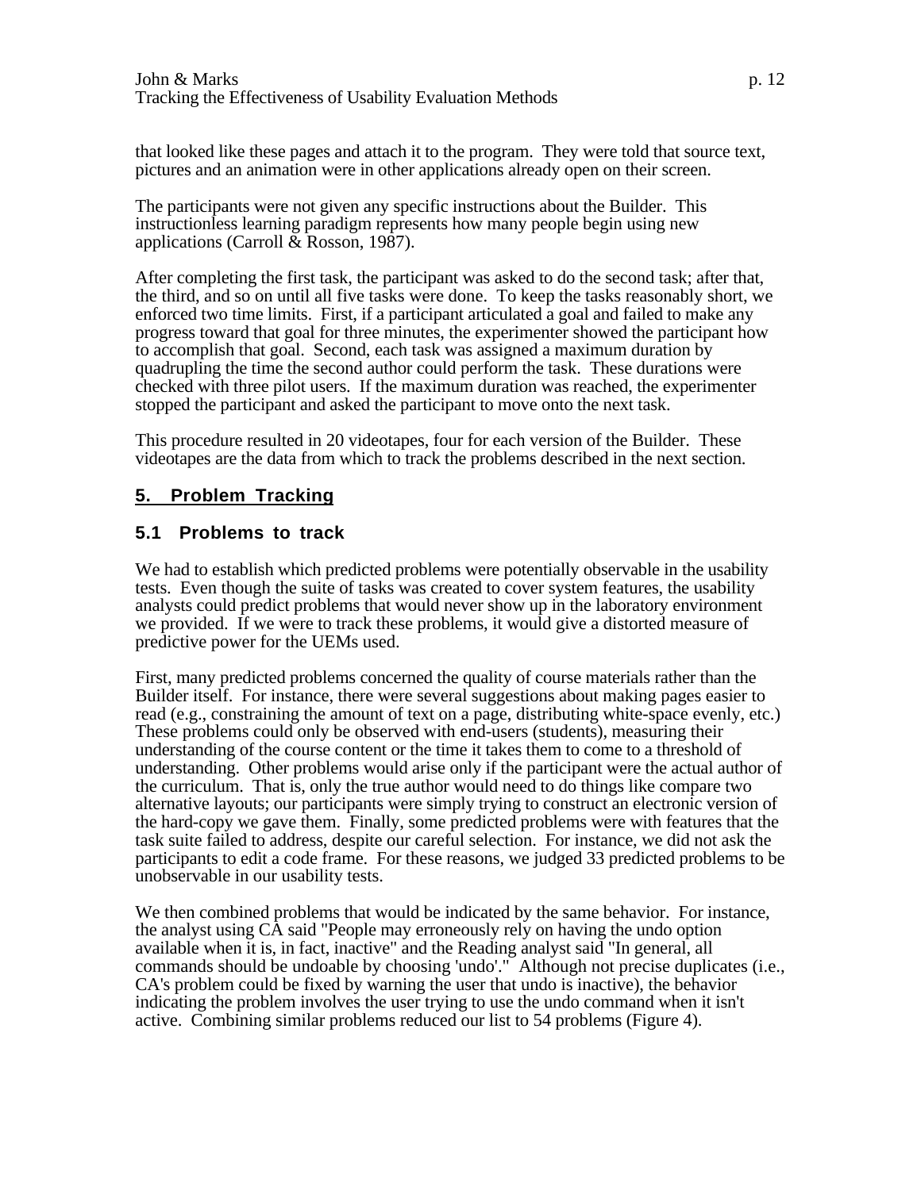that looked like these pages and attach it to the program. They were told that source text, pictures and an animation were in other applications already open on their screen.

The participants were not given any specific instructions about the Builder. This instructionless learning paradigm represents how many people begin using new applications (Carroll & Rosson, 1987).

After completing the first task, the participant was asked to do the second task; after that, the third, and so on until all five tasks were done. To keep the tasks reasonably short, we enforced two time limits. First, if a participant articulated a goal and failed to make any progress toward that goal for three minutes, the experimenter showed the participant how to accomplish that goal. Second, each task was assigned a maximum duration by quadrupling the time the second author could perform the task. These durations were checked with three pilot users. If the maximum duration was reached, the experimenter stopped the participant and asked the participant to move onto the next task.

This procedure resulted in 20 videotapes, four for each version of the Builder. These videotapes are the data from which to track the problems described in the next section.

## 5. Problem Tracking

### 5.1 Problems to track

We had to establish which predicted problems were potentially observable in the usability tests. Even though the suite of tasks was created to cover system features, the usability analysts could predict problems that would never show up in the laboratory environment we provided. If we were to track these problems, it would give a distorted measure of predictive power for the UEMs used.

First, many predicted problems concerned the quality of course materials rather than the Builder itself. For instance, there were several suggestions about making pages easier to read (e.g., constraining the amount of text on a page, distributing white-space evenly, etc.) These problems could only be observed with end-users (students), measuring their understanding of the course content or the time it takes them to come to a threshold of understanding. Other problems would arise only if the participant were the actual author of the curriculum. That is, only the true author would need to do things like compare two alternative layouts; our participants were simply trying to construct an electronic version of the hard-copy we gave them. Finally, some predicted problems were with features that the task suite failed to address, despite our careful selection. For instance, we did not ask the participants to edit a code frame. For these reasons, we judged 33 predicted problems to be unobservable in our usability tests.

We then combined problems that would be indicated by the same behavior. For instance, the analyst using CA said "People may erroneously rely on having the undo option available when it is, in fact, inactive" and the Reading analyst said "In general, all commands should be undoable by choosing 'undo'." Although not precise duplicates (i.e., CA's problem could be fixed by warning the user that undo is inactive), the behavior indicating the problem involves the user trying to use the undo command when it isn't active. Combining similar problems reduced our list to 54 problems (Figure 4).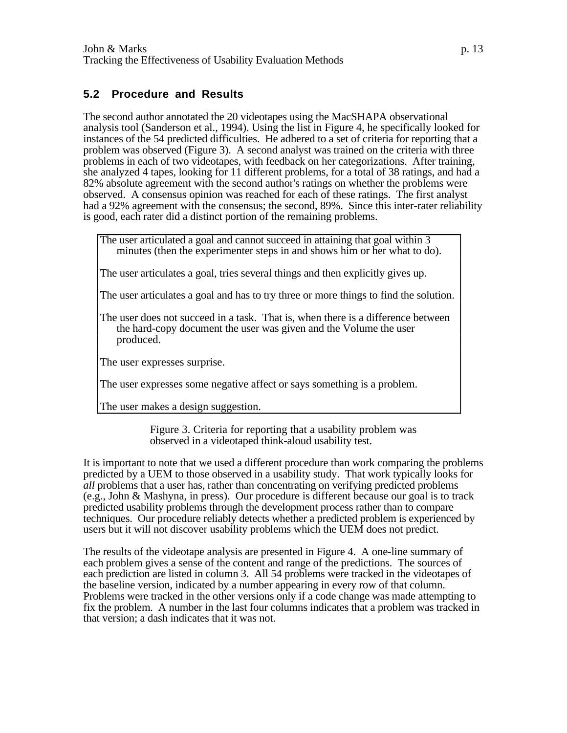## 5.2 Procedure and Results

The second author annotated the 20 videotapes using the MacSHAPA observational analysis tool (Sanderson et al., 1994). Using the list in Figure 4, he specifically looked for instances of the 54 predicted difficulties. He adhered to a set of criteria for reporting that a problem was observed (Figure 3). A second analyst was trained on the criteria with three problems in each of two videotapes, with feedback on her categorizations. After training, she analyzed 4 tapes, looking for 11 different problems, for a total of 38 ratings, and had a 82% absolute agreement with the second author's ratings on whether the problems were observed. A consensus opinion was reached for each of these ratings. The first analyst had a 92% agreement with the consensus; the second, 89%. Since this inter-rater reliability is good, each rater did a distinct portion of the remaining problems.

> The user articulated a goal and cannot succeed in attaining that goal within 3 minutes (then the experimenter steps in and shows him or her what to do).
>
> The user articulates a goal, tries several things and then explicitly gives up.
>
> The user articulates a goal and has to try three or more things to find the solution.
>
> The user does not succeed in a task. That is, when there is a difference between the hard-copy document the user was given and the Volume the user produced.
>
> The user expresses surprise.
>
> The user expresses some negative affect or says something is a problem.
>
> The user makes a design suggestion.

Figure 3. Criteria for reporting that a usability problem was observed in a videotaped think-aloud usability test.

It is important to note that we used a different procedure than work comparing the problems predicted by a UEM to those observed in a usability study. That work typically looks for *all* problems that a user has, rather than concentrating on verifying predicted problems (e.g., John & Mashyna, in press). Our procedure is different because our goal is to track predicted usability problems through the development process rather than to compare techniques. Our procedure reliably detects whether a predicted problem is experienced by users but it will not discover usability problems which the UEM does not predict.

The results of the videotape analysis are presented in Figure 4. A one-line summary of each problem gives a sense of the content and range of the predictions. The sources of each prediction are listed in column 3. All 54 problems were tracked in the videotapes of the baseline version, indicated by a number appearing in every row of that column. Problems were tracked in the other versions only if a code change was made attempting to fix the problem. A number in the last four columns indicates that a problem was tracked in that version; a dash indicates that it was not.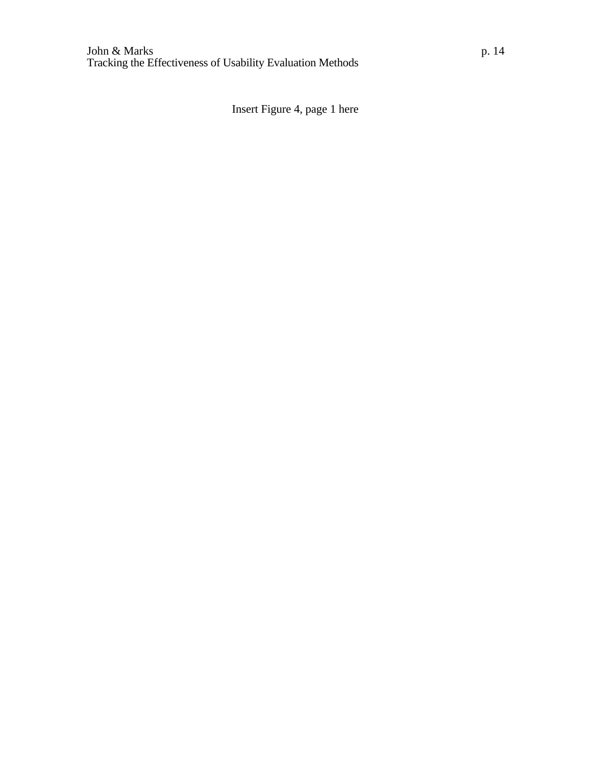Insert Figure 4, page 1 here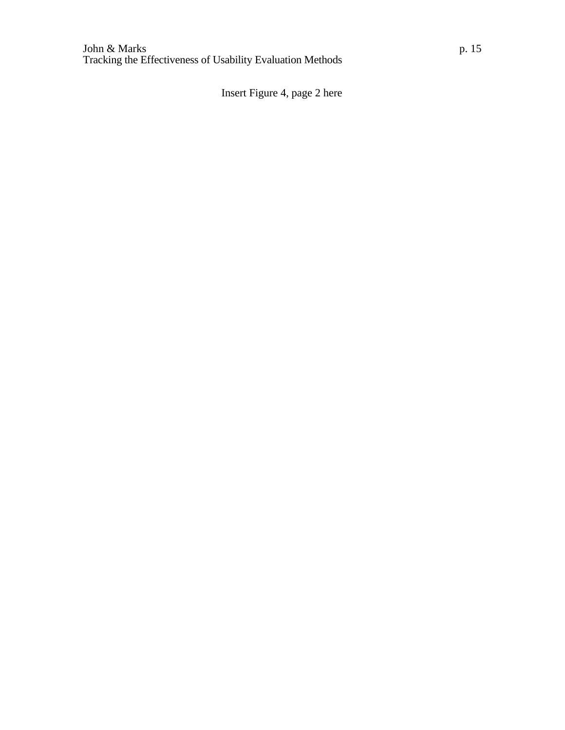Insert Figure 4, page 2 here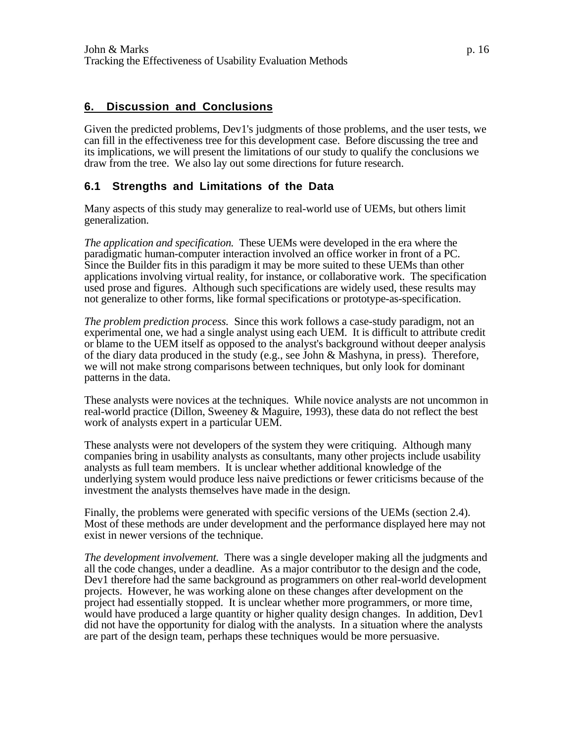## 6. Discussion and Conclusions

Given the predicted problems, Dev1's judgments of those problems, and the user tests, we can fill in the effectiveness tree for this development case. Before discussing the tree and its implications, we will present the limitations of our study to qualify the conclusions we draw from the tree. We also lay out some directions for future research.

### 6.1 Strengths and Limitations of the Data

Many aspects of this study may generalize to real-world use of UEMs, but others limit generalization.

*The application and specification.* These UEMs were developed in the era where the paradigmatic human-computer interaction involved an office worker in front of a PC. Since the Builder fits in this paradigm it may be more suited to these UEMs than other applications involving virtual reality, for instance, or collaborative work. The specification used prose and figures. Although such specifications are widely used, these results may not generalize to other forms, like formal specifications or prototype-as-specification.

*The problem prediction process.* Since this work follows a case-study paradigm, not an experimental one, we had a single analyst using each UEM. It is difficult to attribute credit or blame to the UEM itself as opposed to the analyst's background without deeper analysis of the diary data produced in the study (e.g., see John & Mashyna, in press). Therefore, we will not make strong comparisons between techniques, but only look for dominant patterns in the data.

These analysts were novices at the techniques. While novice analysts are not uncommon in real-world practice (Dillon, Sweeney & Maguire, 1993), these data do not reflect the best work of analysts expert in a particular UEM.

These analysts were not developers of the system they were critiquing. Although many companies bring in usability analysts as consultants, many other projects include usability analysts as full team members. It is unclear whether additional knowledge of the underlying system would produce less naive predictions or fewer criticisms because of the investment the analysts themselves have made in the design.

Finally, the problems were generated with specific versions of the UEMs (section 2.4). Most of these methods are under development and the performance displayed here may not exist in newer versions of the technique.

*The development involvement.* There was a single developer making all the judgments and all the code changes, under a deadline. As a major contributor to the design and the code, Dev1 therefore had the same background as programmers on other real-world development projects. However, he was working alone on these changes after development on the project had essentially stopped. It is unclear whether more programmers, or more time, would have produced a large quantity or higher quality design changes. In addition, Dev1 did not have the opportunity for dialog with the analysts. In a situation where the analysts are part of the design team, perhaps these techniques would be more persuasive.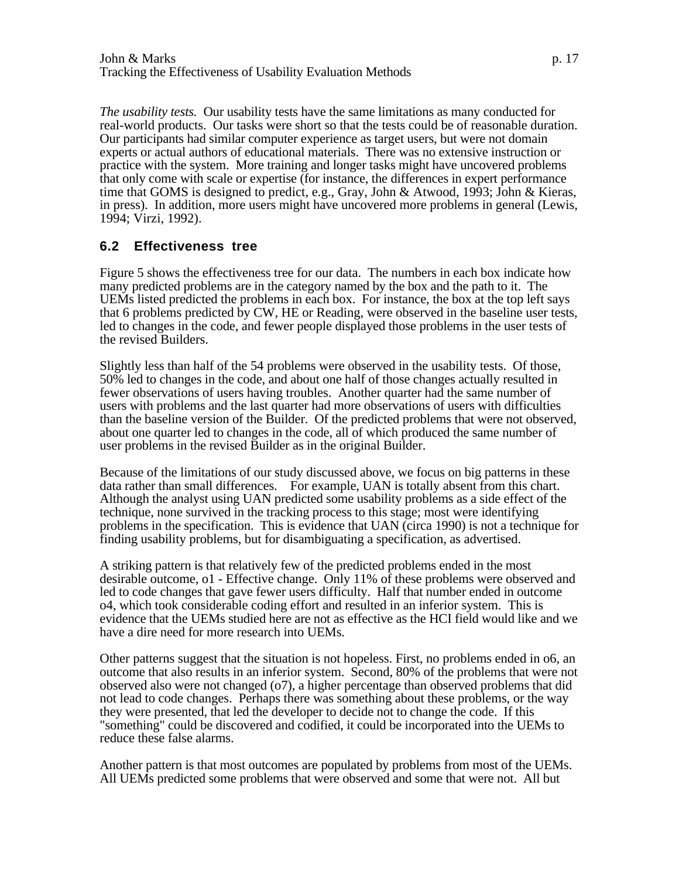*The usability tests.* Our usability tests have the same limitations as many conducted for real-world products. Our tasks were short so that the tests could be of reasonable duration. Our participants had similar computer experience as target users, but were not domain experts or actual authors of educational materials. There was no extensive instruction or practice with the system. More training and longer tasks might have uncovered problems that only come with scale or expertise (for instance, the differences in expert performance time that GOMS is designed to predict, e.g., Gray, John & Atwood, 1993; John & Kieras, in press). In addition, more users might have uncovered more problems in general (Lewis, 1994; Virzi, 1992).

## 6.2 Effectiveness tree

Figure 5 shows the effectiveness tree for our data. The numbers in each box indicate how many predicted problems are in the category named by the box and the path to it. The UEMs listed predicted the problems in each box. For instance, the box at the top left says that 6 problems predicted by CW, HE or Reading, were observed in the baseline user tests, led to changes in the code, and fewer people displayed those problems in the user tests of the revised Builders.

Slightly less than half of the 54 problems were observed in the usability tests. Of those, 50% led to changes in the code, and about one half of those changes actually resulted in fewer observations of users having troubles. Another quarter had the same number of users with problems and the last quarter had more observations of users with difficulties than the baseline version of the Builder. Of the predicted problems that were not observed, about one quarter led to changes in the code, all of which produced the same number of user problems in the revised Builder as in the original Builder.

Because of the limitations of our study discussed above, we focus on big patterns in these data rather than small differences. For example, UAN is totally absent from this chart. Although the analyst using UAN predicted some usability problems as a side effect of the technique, none survived in the tracking process to this stage; most were identifying problems in the specification. This is evidence that UAN (circa 1990) is not a technique for finding usability problems, but for disambiguating a specification, as advertised.

A striking pattern is that relatively few of the predicted problems ended in the most desirable outcome, o1 - Effective change. Only 11% of these problems were observed and led to code changes that gave fewer users difficulty. Half that number ended in outcome o4, which took considerable coding effort and resulted in an inferior system. This is evidence that the UEMs studied here are not as effective as the HCI field would like and we have a dire need for more research into UEMs.

Other patterns suggest that the situation is not hopeless. First, no problems ended in o6, an outcome that also results in an inferior system. Second, 80% of the problems that were not observed also were not changed (o7), a higher percentage than observed problems that did not lead to code changes. Perhaps there was something about these problems, or the way they were presented, that led the developer to decide not to change the code. If this "something" could be discovered and codified, it could be incorporated into the UEMs to reduce these false alarms.

Another pattern is that most outcomes are populated by problems from most of the UEMs. All UEMs predicted some problems that were observed and some that were not. All but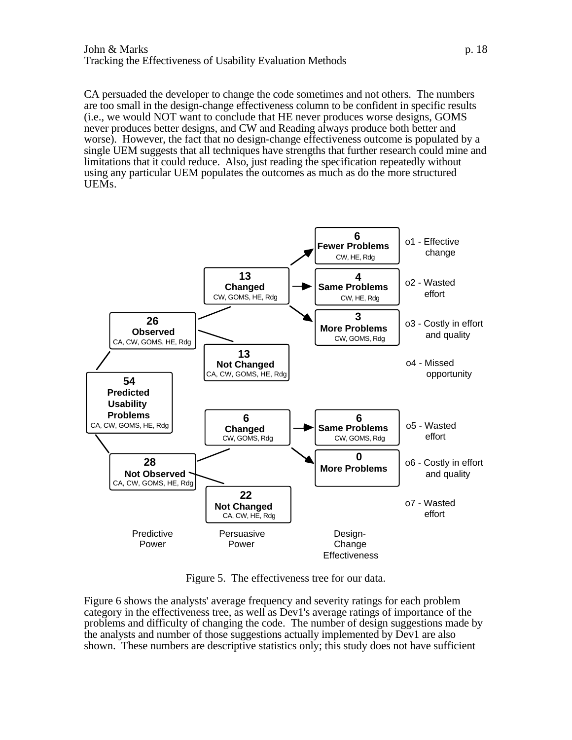CA persuaded the developer to change the code sometimes and not others. The numbers are too small in the design-change effectiveness column to be confident in specific results (i.e., we would NOT want to conclude that HE never produces worse designs, GOMS never produces better designs, and CW and Reading always produce both better and worse). However, the fact that no design-change effectiveness outcome is populated by a single UEM suggests that all techniques have strengths that further research could mine and limitations that it could reduce. Also, just reading the specification repeatedly without using any particular UEM populates the outcomes as much as do the more structured UEMs.

Figure 5. The effectiveness tree for our data.

Figure 6 shows the analysts' average frequency and severity ratings for each problem category in the effectiveness tree, as well as Dev1's average ratings of importance of the problems and difficulty of changing the code. The number of design suggestions made by the analysts and number of those suggestions actually implemented by Dev1 are also shown. These numbers are descriptive statistics only; this study does not have sufficient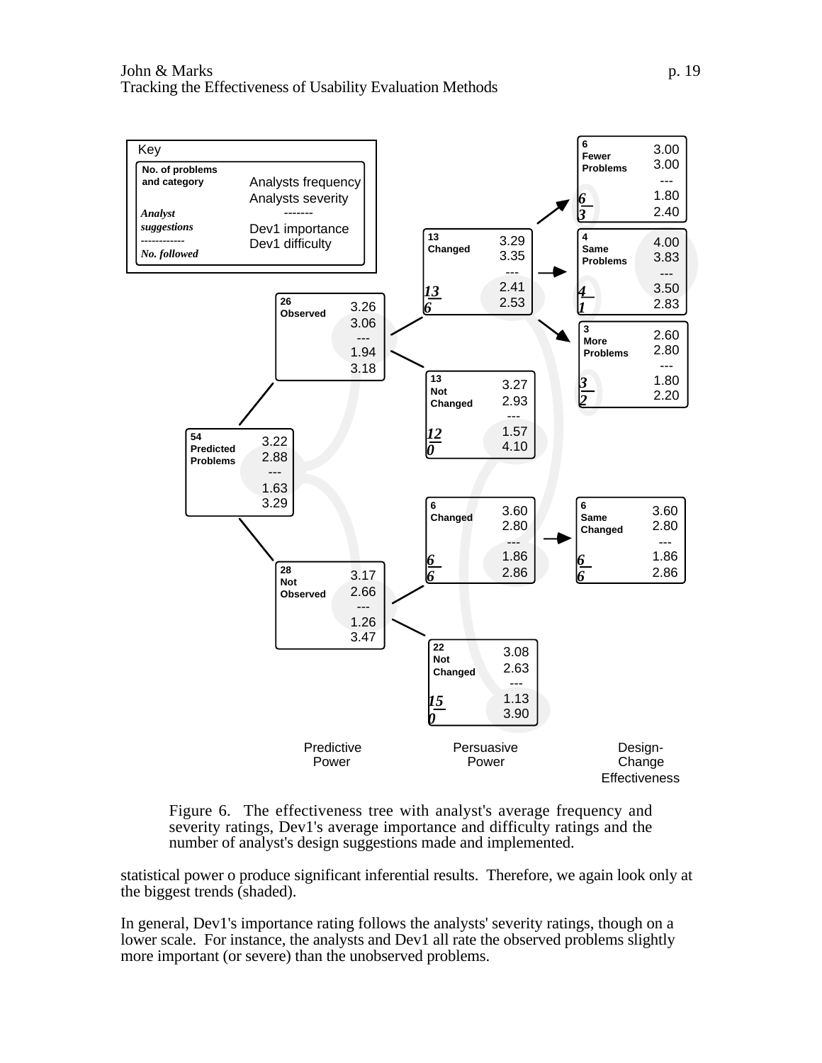Key

| No. of problems and category | Analysts frequency |
| --- | --- |
| | Analysts severity |
| | ------- |
| *Analyst suggestions* | Dev1 importance |
| ------------ | |
| ***No. followed*** | Dev1 difficulty |

| Node | No. of problems and category | Analysts frequency | Analysts severity | Dev1 importance | Dev1 difficulty | Analyst suggestions | No. followed |
| --- | --- | --- | --- | --- | --- | --- | --- |
| Root | 54 Predicted Problems | 3.22 | 2.88 | 1.63 | 3.29 | | |
| Predictive Power | 26 Observed | 3.26 | 3.06 | 1.94 | 3.18 | | |
| Predictive Power | 28 Not Observed | 3.17 | 2.66 | 1.26 | 3.47 | | |
| Persuasive Power | 13 Changed | 3.29 | 3.35 | 2.41 | 2.53 | 13 | 6 |
| Persuasive Power | 13 Not Changed | 3.27 | 2.93 | 1.57 | 4.10 | 12 | 0 |
| Persuasive Power | 6 Changed | 3.60 | 2.80 | 1.86 | 2.86 | 6 | 6 |
| Persuasive Power | 22 Not Changed | 3.08 | 2.63 | 1.13 | 3.90 | 15 | 0 |
| Design-Change Effectiveness | 6 Fewer Problems | 3.00 | 3.00 | 1.80 | 2.40 | 6 | 3 |
| Design-Change Effectiveness | 4 Same Problems | 4.00 | 3.83 | 3.50 | 2.83 | 4 | 1 |
| Design-Change Effectiveness | 3 More Problems | 2.60 | 2.80 | 1.80 | 2.20 | 3 | 2 |
| Design-Change Effectiveness | 6 Same Changed | 3.60 | 2.80 | 1.86 | 2.86 | 6 | 6 |

Figure 6. The effectiveness tree with analyst's average frequency and severity ratings, Dev1's average importance and difficulty ratings and the number of analyst's design suggestions made and implemented.

statistical power o produce significant inferential results. Therefore, we again look only at the biggest trends (shaded).

In general, Dev1's importance rating follows the analysts' severity ratings, though on a lower scale. For instance, the analysts and Dev1 all rate the observed problems slightly more important (or severe) than the unobserved problems.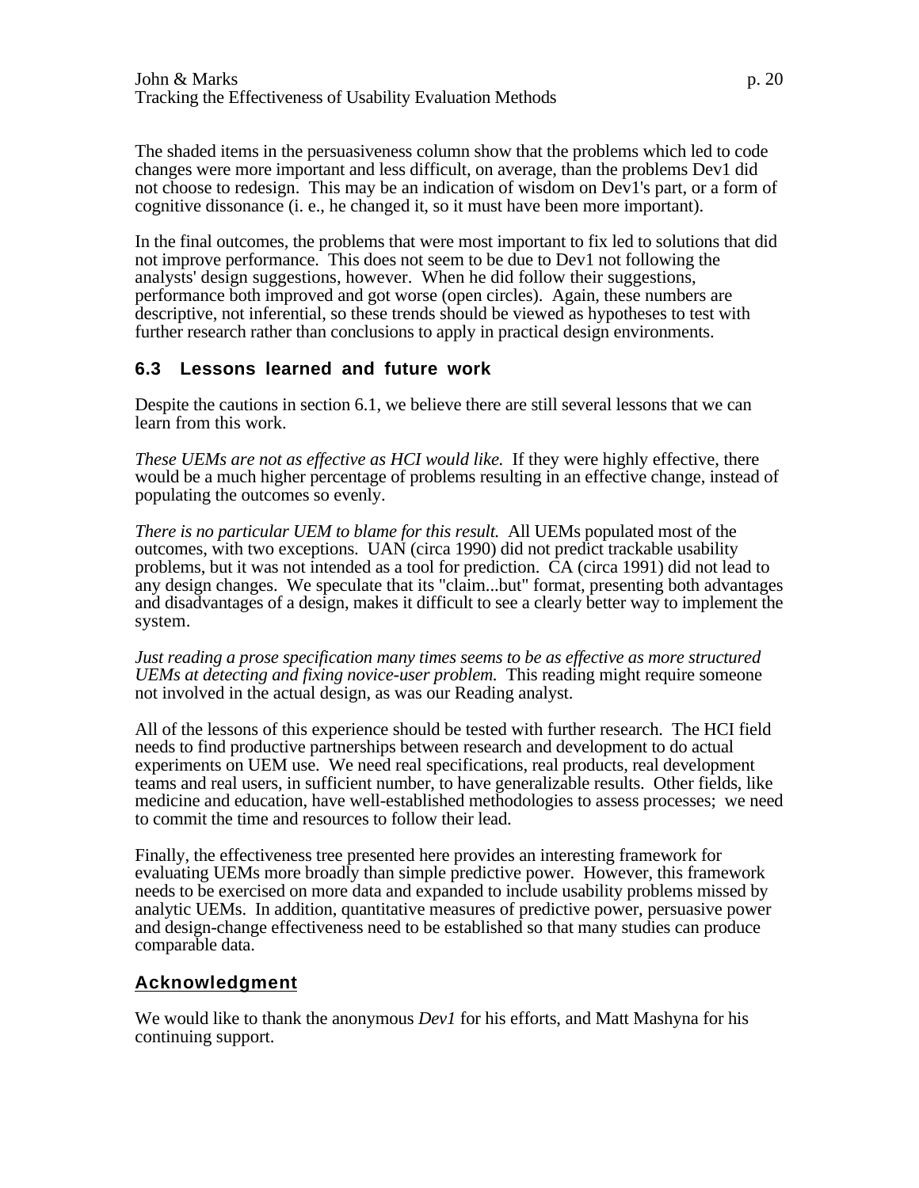The shaded items in the persuasiveness column show that the problems which led to code changes were more important and less difficult, on average, than the problems Dev1 did not choose to redesign. This may be an indication of wisdom on Dev1's part, or a form of cognitive dissonance (i. e., he changed it, so it must have been more important).

In the final outcomes, the problems that were most important to fix led to solutions that did not improve performance. This does not seem to be due to Dev1 not following the analysts' design suggestions, however. When he did follow their suggestions, performance both improved and got worse (open circles). Again, these numbers are descriptive, not inferential, so these trends should be viewed as hypotheses to test with further research rather than conclusions to apply in practical design environments.

### 6.3 Lessons learned and future work

Despite the cautions in section 6.1, we believe there are still several lessons that we can learn from this work.

*These UEMs are not as effective as HCI would like.* If they were highly effective, there would be a much higher percentage of problems resulting in an effective change, instead of populating the outcomes so evenly.

*There is no particular UEM to blame for this result.* All UEMs populated most of the outcomes, with two exceptions. UAN (circa 1990) did not predict trackable usability problems, but it was not intended as a tool for prediction. CA (circa 1991) did not lead to any design changes. We speculate that its "claim...but" format, presenting both advantages and disadvantages of a design, makes it difficult to see a clearly better way to implement the system.

*Just reading a prose specification many times seems to be as effective as more structured UEMs at detecting and fixing novice-user problem.* This reading might require someone not involved in the actual design, as was our Reading analyst.

All of the lessons of this experience should be tested with further research. The HCI field needs to find productive partnerships between research and development to do actual experiments on UEM use. We need real specifications, real products, real development teams and real users, in sufficient number, to have generalizable results. Other fields, like medicine and education, have well-established methodologies to assess processes; we need to commit the time and resources to follow their lead.

Finally, the effectiveness tree presented here provides an interesting framework for evaluating UEMs more broadly than simple predictive power. However, this framework needs to be exercised on more data and expanded to include usability problems missed by analytic UEMs. In addition, quantitative measures of predictive power, persuasive power and design-change effectiveness need to be established so that many studies can produce comparable data.

## Acknowledgment

We would like to thank the anonymous *Dev1* for his efforts, and Matt Mashyna for his continuing support.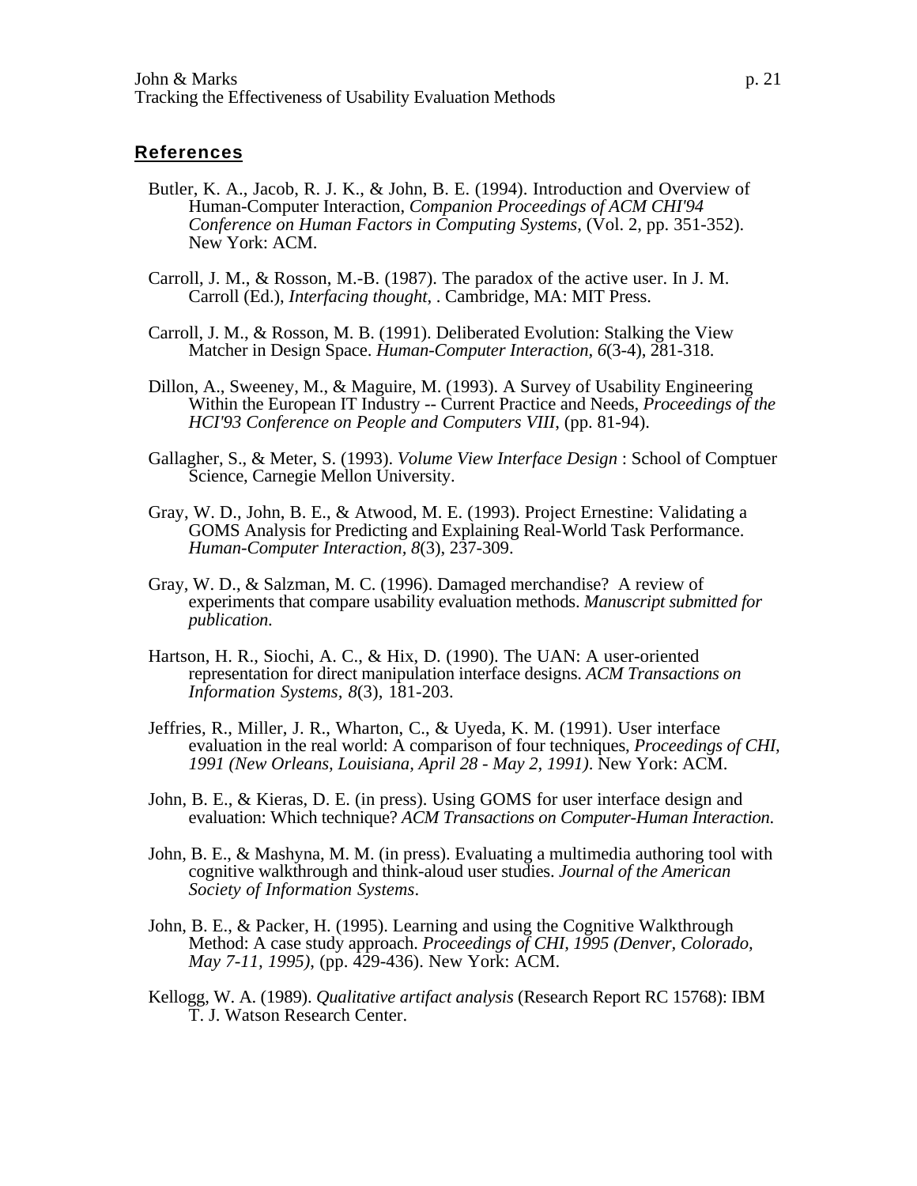## References

Butler, K. A., Jacob, R. J. K., & John, B. E. (1994). Introduction and Overview of Human-Computer Interaction, *Companion Proceedings of ACM CHI'94 Conference on Human Factors in Computing Systems*, (Vol. 2, pp. 351-352). New York: ACM.

Carroll, J. M., & Rosson, M.-B. (1987). The paradox of the active user. In J. M. Carroll (Ed.), *Interfacing thought*, . Cambridge, MA: MIT Press.

Carroll, J. M., & Rosson, M. B. (1991). Deliberated Evolution: Stalking the View Matcher in Design Space. *Human-Computer Interaction, 6*(3-4), 281-318.

Dillon, A., Sweeney, M., & Maguire, M. (1993). A Survey of Usability Engineering Within the European IT Industry -- Current Practice and Needs, *Proceedings of the HCI'93 Conference on People and Computers VIII*, (pp. 81-94).

Gallagher, S., & Meter, S. (1993). *Volume View Interface Design* : School of Comptuer Science, Carnegie Mellon University.

Gray, W. D., John, B. E., & Atwood, M. E. (1993). Project Ernestine: Validating a GOMS Analysis for Predicting and Explaining Real-World Task Performance. *Human-Computer Interaction, 8*(3), 237-309.

Gray, W. D., & Salzman, M. C. (1996). Damaged merchandise? A review of experiments that compare usability evaluation methods. *Manuscript submitted for publication.*

Hartson, H. R., Siochi, A. C., & Hix, D. (1990). The UAN: A user-oriented representation for direct manipulation interface designs. *ACM Transactions on Information Systems, 8*(3), 181-203.

Jeffries, R., Miller, J. R., Wharton, C., & Uyeda, K. M. (1991). User interface evaluation in the real world: A comparison of four techniques, *Proceedings of CHI, 1991 (New Orleans, Louisiana, April 28 - May 2, 1991)*. New York: ACM.

John, B. E., & Kieras, D. E. (in press). Using GOMS for user interface design and evaluation: Which technique? *ACM Transactions on Computer-Human Interaction*.

John, B. E., & Mashyna, M. M. (in press). Evaluating a multimedia authoring tool with cognitive walkthrough and think-aloud user studies. *Journal of the American Society of Information Systems*.

John, B. E., & Packer, H. (1995). Learning and using the Cognitive Walkthrough Method: A case study approach. *Proceedings of CHI, 1995 (Denver, Colorado, May 7-11, 1995)*, (pp. 429-436). New York: ACM.

Kellogg, W. A. (1989). *Qualitative artifact analysis* (Research Report RC 15768): IBM T. J. Watson Research Center.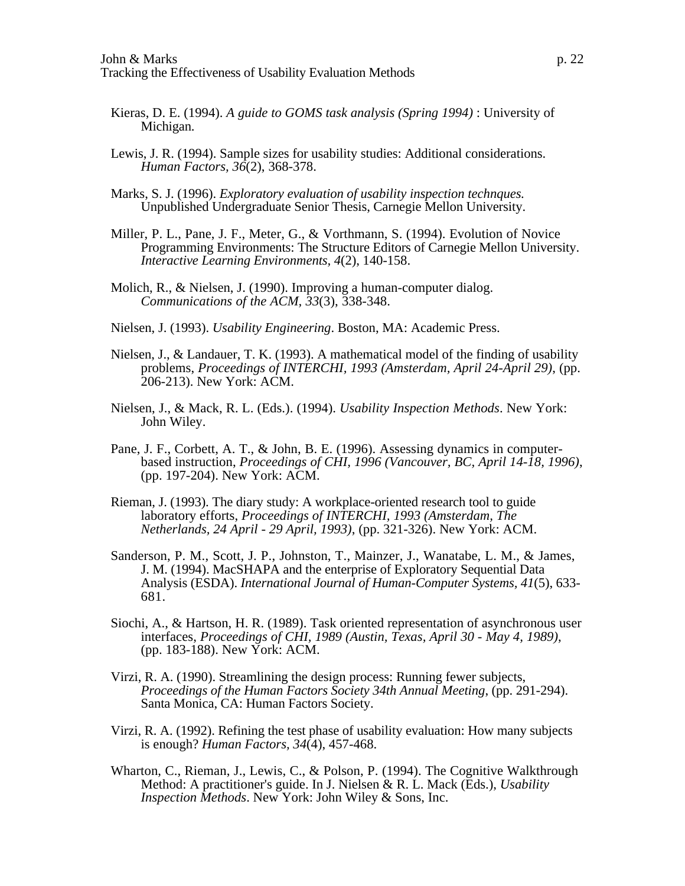Kieras, D. E. (1994). *A guide to GOMS task analysis (Spring 1994)* : University of Michigan.

Lewis, J. R. (1994). Sample sizes for usability studies: Additional considerations. *Human Factors, 36*(2), 368-378.

Marks, S. J. (1996). *Exploratory evaluation of usability inspection technques.* Unpublished Undergraduate Senior Thesis, Carnegie Mellon University.

Miller, P. L., Pane, J. F., Meter, G., & Vorthmann, S. (1994). Evolution of Novice Programming Environments: The Structure Editors of Carnegie Mellon University. *Interactive Learning Environments, 4*(2), 140-158.

Molich, R., & Nielsen, J. (1990). Improving a human-computer dialog. *Communications of the ACM, 33*(3), 338-348.

Nielsen, J. (1993). *Usability Engineering*. Boston, MA: Academic Press.

Nielsen, J., & Landauer, T. K. (1993). A mathematical model of the finding of usability problems, *Proceedings of INTERCHI, 1993 (Amsterdam, April 24-April 29)*, (pp. 206-213). New York: ACM.

Nielsen, J., & Mack, R. L. (Eds.). (1994). *Usability Inspection Methods*. New York: John Wiley.

Pane, J. F., Corbett, A. T., & John, B. E. (1996). Assessing dynamics in computer-based instruction, *Proceedings of CHI, 1996 (Vancouver, BC, April 14-18, 1996)*, (pp. 197-204). New York: ACM.

Rieman, J. (1993). The diary study: A workplace-oriented research tool to guide laboratory efforts, *Proceedings of INTERCHI, 1993 (Amsterdam, The Netherlands, 24 April - 29 April, 1993)*, (pp. 321-326). New York: ACM.

Sanderson, P. M., Scott, J. P., Johnston, T., Mainzer, J., Wanatabe, L. M., & James, J. M. (1994). MacSHAPA and the enterprise of Exploratory Sequential Data Analysis (ESDA). *International Journal of Human-Computer Systems, 41*(5), 633-681.

Siochi, A., & Hartson, H. R. (1989). Task oriented representation of asynchronous user interfaces, *Proceedings of CHI, 1989 (Austin, Texas, April 30 - May 4, 1989)*, (pp. 183-188). New York: ACM.

Virzi, R. A. (1990). Streamlining the design process: Running fewer subjects, *Proceedings of the Human Factors Society 34th Annual Meeting*, (pp. 291-294). Santa Monica, CA: Human Factors Society.

Virzi, R. A. (1992). Refining the test phase of usability evaluation: How many subjects is enough? *Human Factors, 34*(4), 457-468.

Wharton, C., Rieman, J., Lewis, C., & Polson, P. (1994). The Cognitive Walkthrough Method: A practitioner's guide. In J. Nielsen & R. L. Mack (Eds.), *Usability Inspection Methods*. New York: John Wiley & Sons, Inc.